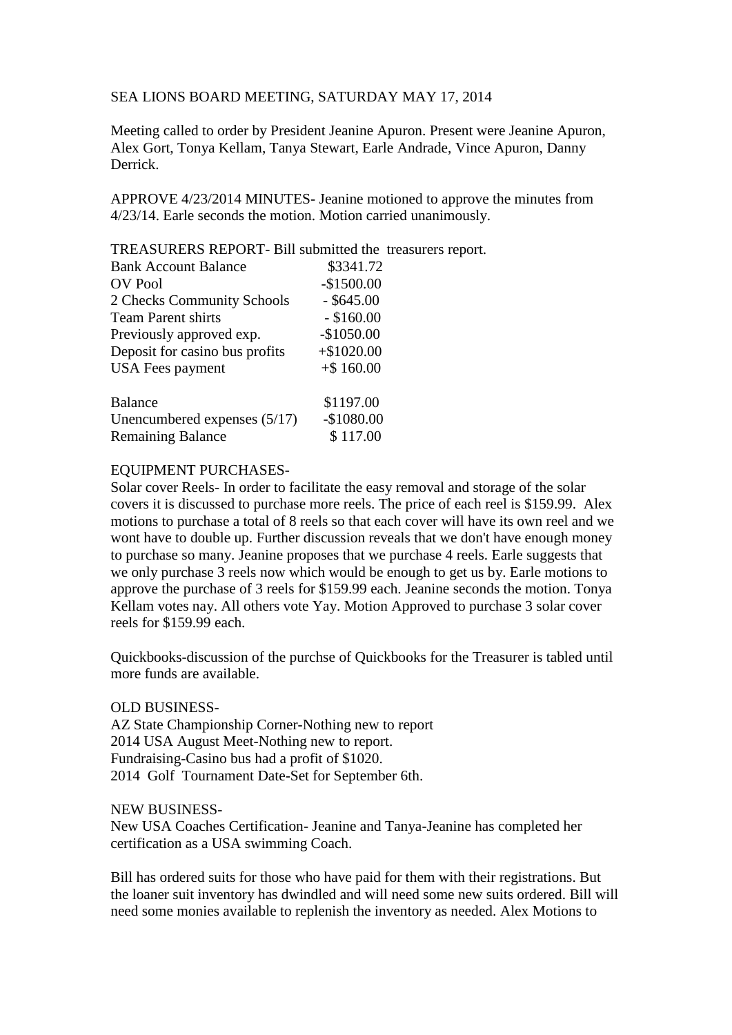SEA LIONS BOARD MEETING, SATURDAY MAY 17, 2014

Meeting called to order by President Jeanine Apuron. Present were Jeanine Apuron, Alex Gort, Tonya Kellam, Tanya Stewart, Earle Andrade, Vince Apuron, Danny Derrick.

APPROVE 4/23/2014 MINUTES- Jeanine motioned to approve the minutes from 4/23/14. Earle seconds the motion. Motion carried unanimously.

TREASURERS REPORT- Bill submitted the treasurers report.

| | |
|---|---|
| Bank Account Balance | $3341.72 |
| OV Pool | -$1500.00 |
| 2 Checks Community Schools | - $645.00 |
| Team Parent shirts | - $160.00 |
| Previously approved exp. | -$1050.00 |
| Deposit for casino bus profits | +$1020.00 |
| USA Fees payment | +$ 160.00 |
| | |
| Balance | $1197.00 |
| Unencumbered expenses (5/17) | -$1080.00 |
| Remaining Balance | $ 117.00 |

EQUIPMENT PURCHASES-

Solar cover Reels- In order to facilitate the easy removal and storage of the solar covers it is discussed to purchase more reels. The price of each reel is $159.99. Alex motions to purchase a total of 8 reels so that each cover will have its own reel and we wont have to double up. Further discussion reveals that we don't have enough money to purchase so many. Jeanine proposes that we purchase 4 reels. Earle suggests that we only purchase 3 reels now which would be enough to get us by. Earle motions to approve the purchase of 3 reels for $159.99 each. Jeanine seconds the motion. Tonya Kellam votes nay. All others vote Yay. Motion Approved to purchase 3 solar cover reels for $159.99 each.

Quickbooks-discussion of the purchse of Quickbooks for the Treasurer is tabled until more funds are available.

OLD BUSINESS-

AZ State Championship Corner-Nothing new to report

2014 USA August Meet-Nothing new to report.

Fundraising-Casino bus had a profit of $1020.

2014 Golf Tournament Date-Set for September 6th.

NEW BUSINESS-

New USA Coaches Certification- Jeanine and Tanya-Jeanine has completed her certification as a USA swimming Coach.

Bill has ordered suits for those who have paid for them with their registrations. But the loaner suit inventory has dwindled and will need some new suits ordered. Bill will need some monies available to replenish the inventory as needed. Alex Motions to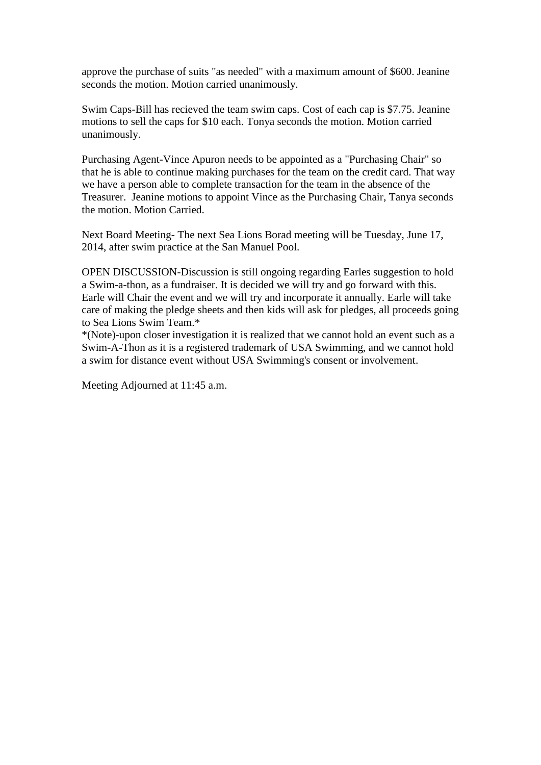approve the purchase of suits "as needed" with a maximum amount of $600. Jeanine seconds the motion. Motion carried unanimously.

Swim Caps-Bill has recieved the team swim caps. Cost of each cap is $7.75. Jeanine motions to sell the caps for $10 each. Tonya seconds the motion. Motion carried unanimously.

Purchasing Agent-Vince Apuron needs to be appointed as a "Purchasing Chair" so that he is able to continue making purchases for the team on the credit card. That way we have a person able to complete transaction for the team in the absence of the Treasurer. Jeanine motions to appoint Vince as the Purchasing Chair, Tanya seconds the motion. Motion Carried.

Next Board Meeting- The next Sea Lions Borad meeting will be Tuesday, June 17, 2014, after swim practice at the San Manuel Pool.

OPEN DISCUSSION-Discussion is still ongoing regarding Earles suggestion to hold a Swim-a-thon, as a fundraiser. It is decided we will try and go forward with this. Earle will Chair the event and we will try and incorporate it annually. Earle will take care of making the pledge sheets and then kids will ask for pledges, all proceeds going to Sea Lions Swim Team.*
*(Note)-upon closer investigation it is realized that we cannot hold an event such as a Swim-A-Thon as it is a registered trademark of USA Swimming, and we cannot hold a swim for distance event without USA Swimming's consent or involvement.

Meeting Adjourned at 11:45 a.m.